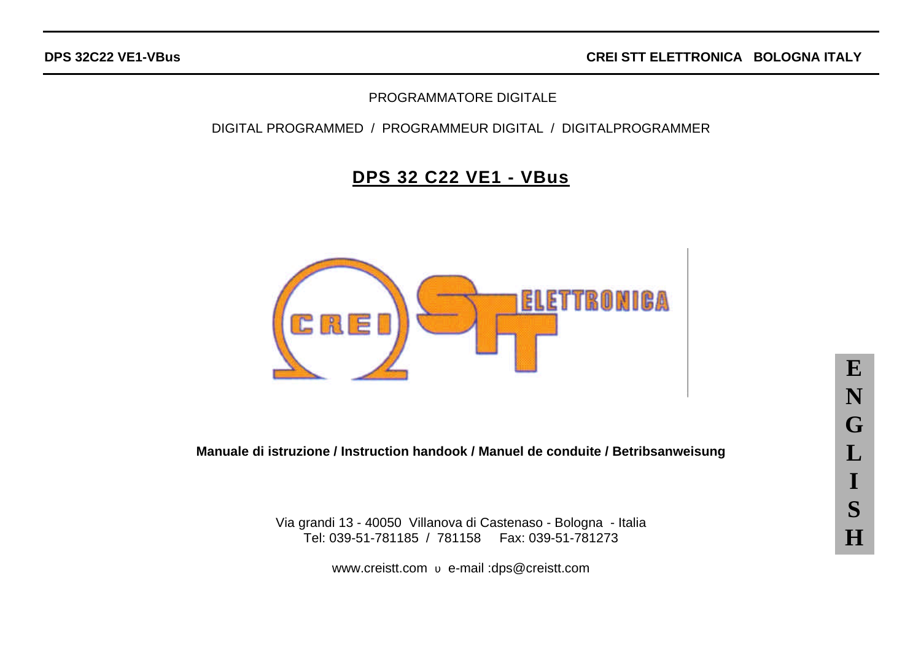**DPS 32C22 VE1-VBus** **CREI STT ELETTRONICA BOLOGNA ITALY**

PROGRAMMATORE DIGITALE

DIGITAL PROGRAMMED / PROGRAMMEUR DIGITAL / DIGITALPROGRAMMER

# DPS 32 C22 VE1 - VBus

CREI STT ELETTRONICA

**Manuale di istruzione / Instruction handook / Manuel de conduite / Betribsanweisung**

Via grandi 13 - 40050 Villanova di Castenaso - Bologna - Italia
Tel: 039-51-781185 / 781158 Fax: 039-51-781273

www.creistt.com υ e-mail :dps@creistt.com

ENGLISH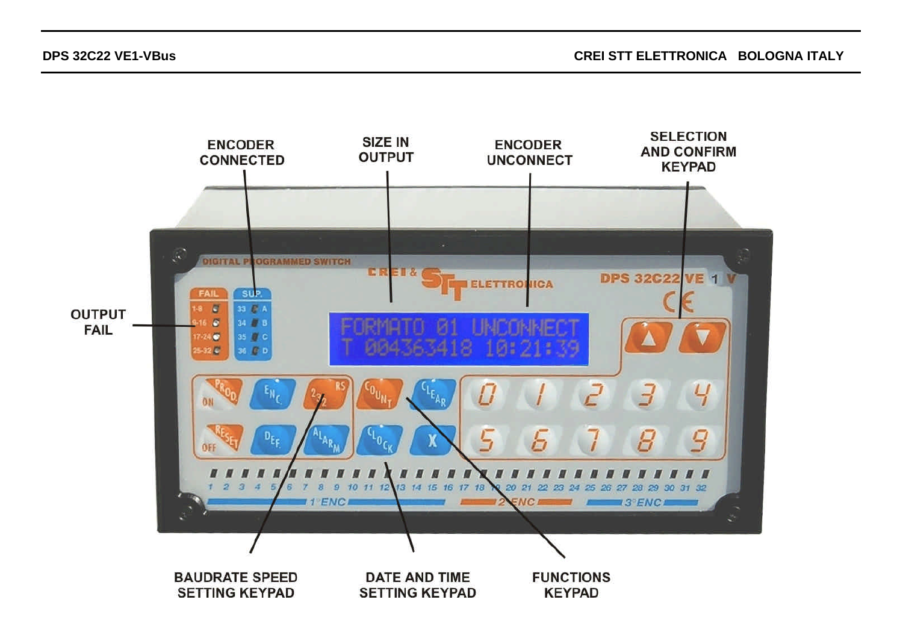ENCODER CONNECTED

SIZE IN OUTPUT

ENCODER UNCONNECT

SELECTION AND CONFIRM KEYPAD

OUTPUT FAIL

BAUDRATE SPEED SETTING KEYPAD

DATE AND TIME SETTING KEYPAD

FUNCTIONS KEYPAD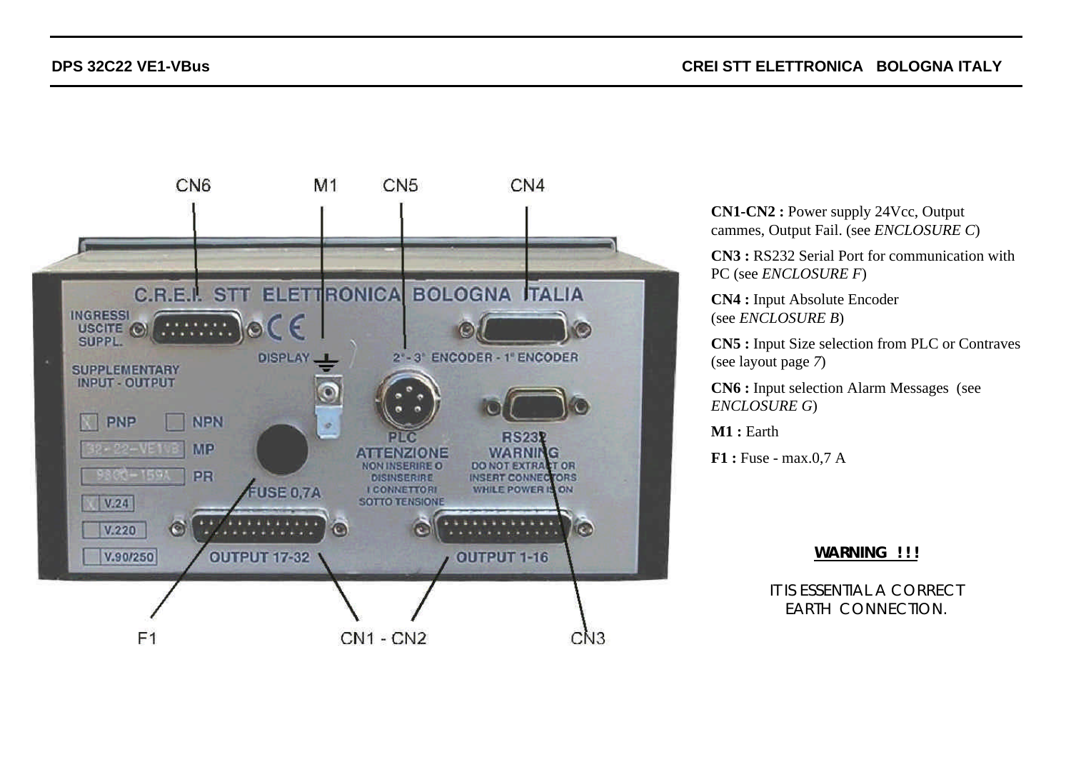**CN1-CN2 :** Power supply 24Vcc, Output cammes, Output Fail. (see *ENCLOSURE C*)

**CN3 :** RS232 Serial Port for communication with PC (see *ENCLOSURE F*)

**CN4 :** Input Absolute Encoder (see *ENCLOSURE B*)

**CN5 :** Input Size selection from PLC or Contraves (see layout page *7*)

**CN6 :** Input selection Alarm Messages (see *ENCLOSURE G*)

**M1 :** Earth

**F1 :** Fuse - max.0,7 A

**WARNING !!!**

IT IS ESSENTIAL A CORRECT EARTH CONNECTION.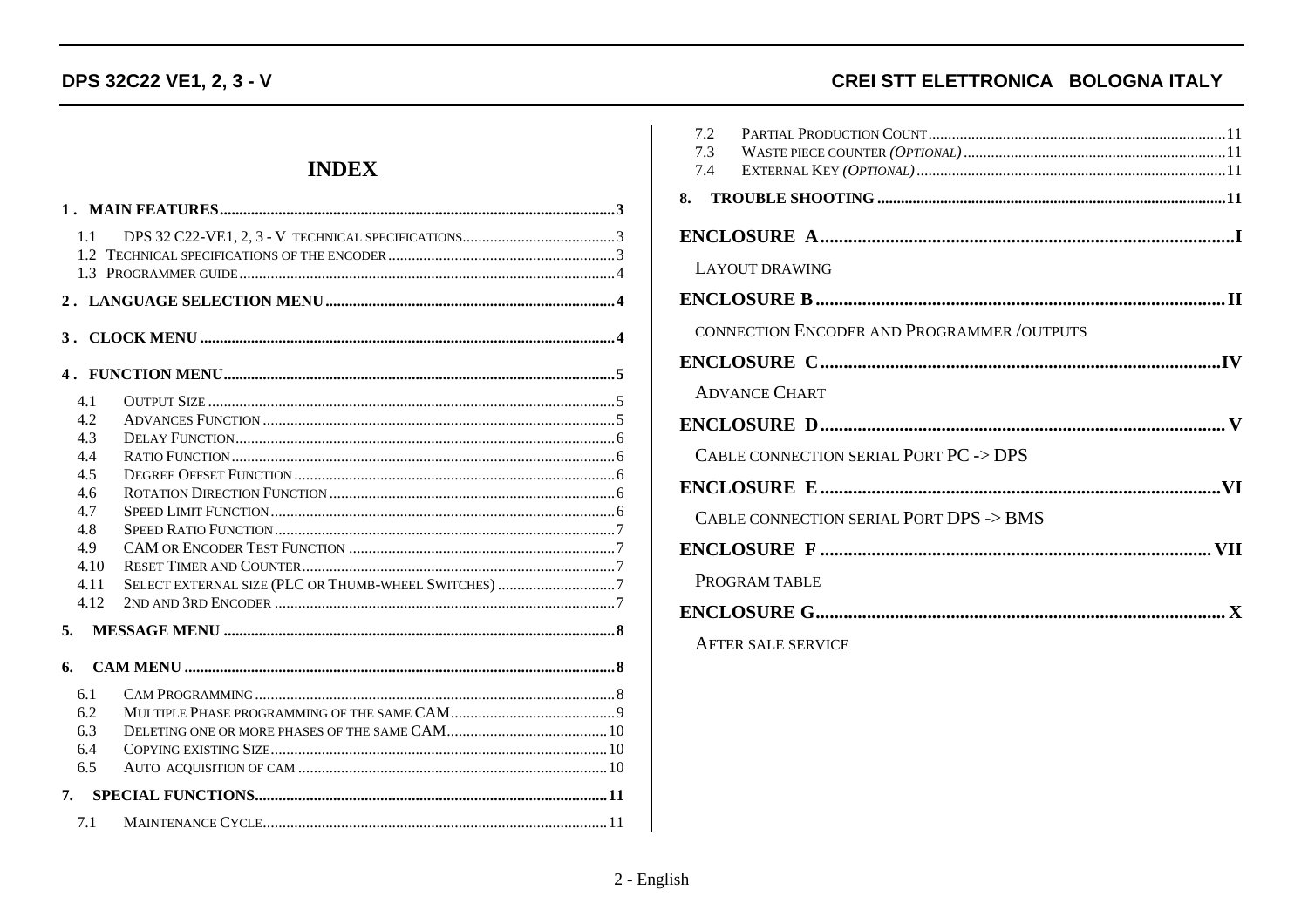# INDEX

**1 . MAIN FEATURES ..... 3**

- 1.1 DPS 32 C22-VE1, 2, 3 - V TECHNICAL SPECIFICATIONS ..... 3
- 1.2 TECHNICAL SPECIFICATIONS OF THE ENCODER ..... 3
- 1.3 PROGRAMMER GUIDE ..... 4

**2 . LANGUAGE SELECTION MENU ..... 4**

**3 . CLOCK MENU ..... 4**

**4 . FUNCTION MENU ..... 5**

- 4.1 OUTPUT SIZE ..... 5
- 4.2 ADVANCES FUNCTION ..... 5
- 4.3 DELAY FUNCTION ..... 6
- 4.4 RATIO FUNCTION ..... 6
- 4.5 DEGREE OFFSET FUNCTION ..... 6
- 4.6 ROTATION DIRECTION FUNCTION ..... 6
- 4.7 SPEED LIMIT FUNCTION ..... 6
- 4.8 SPEED RATIO FUNCTION ..... 7
- 4.9 CAM OR ENCODER TEST FUNCTION ..... 7
- 4.10 RESET TIMER AND COUNTER ..... 7
- 4.11 SELECT EXTERNAL SIZE (PLC OR THUMB-WHEEL SWITCHES) ..... 7
- 4.12 2ND AND 3RD ENCODER ..... 7

**5. MESSAGE MENU ..... 8**

**6. CAM MENU ..... 8**

- 6.1 CAM PROGRAMMING ..... 8
- 6.2 MULTIPLE PHASE PROGRAMMING OF THE SAME CAM ..... 9
- 6.3 DELETING ONE OR MORE PHASES OF THE SAME CAM ..... 10
- 6.4 COPYING EXISTING SIZE ..... 10
- 6.5 AUTO ACQUISITION OF CAM ..... 10

**7. SPECIAL FUNCTIONS ..... 11**

- 7.1 MAINTENANCE CYCLE ..... 11
- 7.2 PARTIAL PRODUCTION COUNT ..... 11
- 7.3 WASTE PIECE COUNTER *(OPTIONAL)* ..... 11
- 7.4 EXTERNAL KEY *(OPTIONAL)* ..... 11

**8. TROUBLE SHOOTING ..... 11**

**ENCLOSURE A ..... I**

LAYOUT DRAWING

**ENCLOSURE B ..... II**

CONNECTION ENCODER AND PROGRAMMER /OUTPUTS

**ENCLOSURE C ..... IV**

ADVANCE CHART

**ENCLOSURE D ..... V**

CABLE CONNECTION SERIAL PORT PC -> DPS

**ENCLOSURE E ..... VI**

CABLE CONNECTION SERIAL PORT DPS -> BMS

**ENCLOSURE F ..... VII**

PROGRAM TABLE

**ENCLOSURE G ..... X**

AFTER SALE SERVICE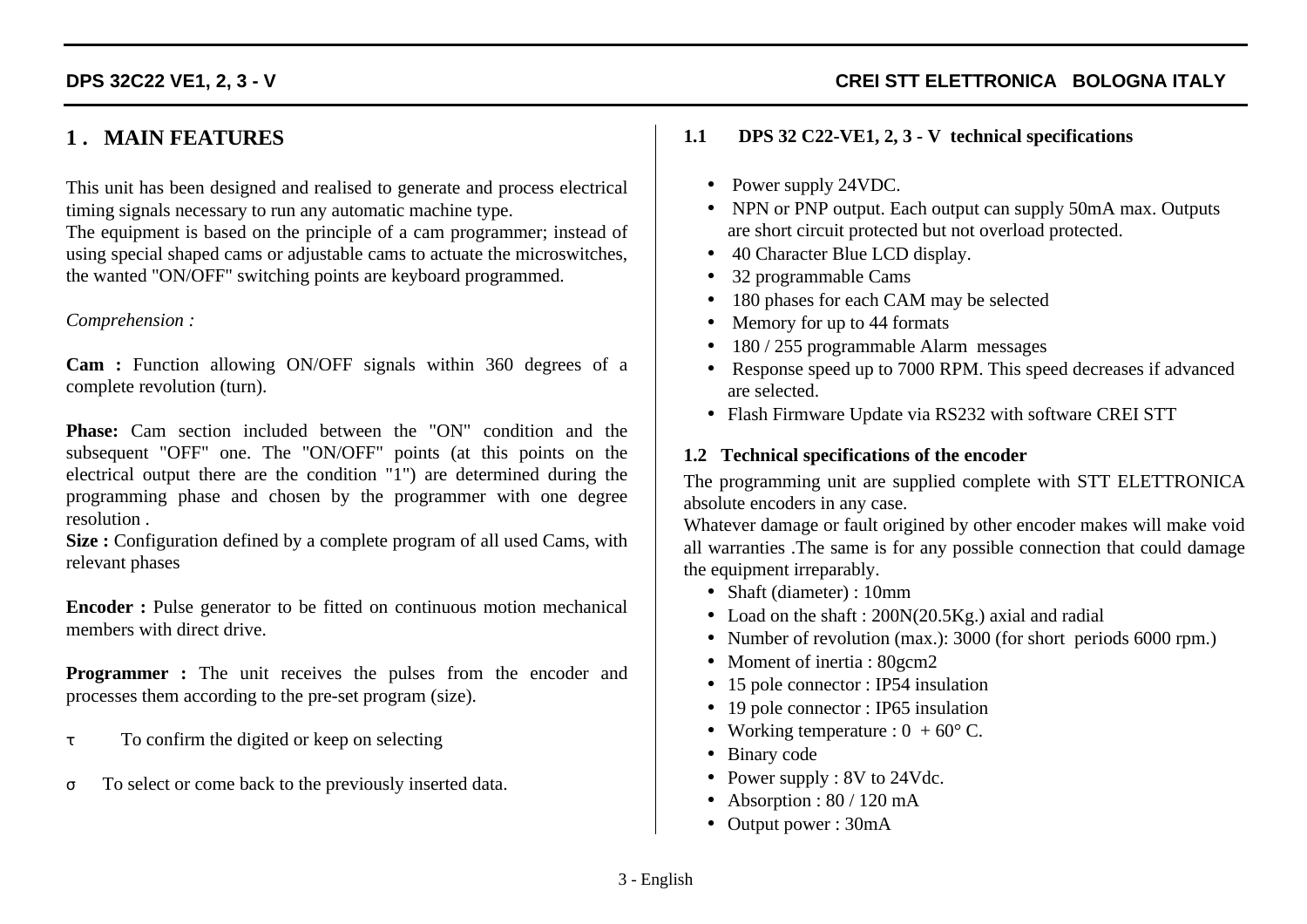# 1 . MAIN FEATURES

This unit has been designed and realised to generate and process electrical timing signals necessary to run any automatic machine type.
The equipment is based on the principle of a cam programmer; instead of using special shaped cams or adjustable cams to actuate the microswitches, the wanted "ON/OFF" switching points are keyboard programmed.

*Comprehension :*

**Cam :** Function allowing ON/OFF signals within 360 degrees of a complete revolution (turn).

**Phase:** Cam section included between the "ON" condition and the subsequent "OFF" one. The "ON/OFF" points (at this points on the electrical output there are the condition "1") are determined during the programming phase and chosen by the programmer with one degree resolution .
**Size :** Configuration defined by a complete program of all used Cams, with relevant phases

**Encoder :** Pulse generator to be fitted on continuous motion mechanical members with direct drive.

**Programmer :** The unit receives the pulses from the encoder and processes them according to the pre-set program (size).

τ To confirm the digited or keep on selecting

σ To select or come back to the previously inserted data.

### 1.1 DPS 32 C22-VE1, 2, 3 - V technical specifications

- Power supply 24VDC.
- NPN or PNP output. Each output can supply 50mA max. Outputs are short circuit protected but not overload protected.
- 40 Character Blue LCD display.
- 32 programmable Cams
- 180 phases for each CAM may be selected
- Memory for up to 44 formats
- 180 / 255 programmable Alarm messages
- Response speed up to 7000 RPM. This speed decreases if advanced are selected.
- Flash Firmware Update via RS232 with software CREI STT

### 1.2 Technical specifications of the encoder

The programming unit are supplied complete with STT ELETTRONICA absolute encoders in any case.
Whatever damage or fault origined by other encoder makes will make void all warranties .The same is for any possible connection that could damage the equipment irreparably.

- Shaft (diameter) : 10mm
- Load on the shaft : 200N(20.5Kg.) axial and radial
- Number of revolution (max.): 3000 (for short periods 6000 rpm.)
- Moment of inertia : 80gcm2
- 15 pole connector : IP54 insulation
- 19 pole connector : IP65 insulation
- Working temperature : 0 + 60° C.
- Binary code
- Power supply : 8V to 24Vdc.
- Absorption : 80 / 120 mA
- Output power : 30mA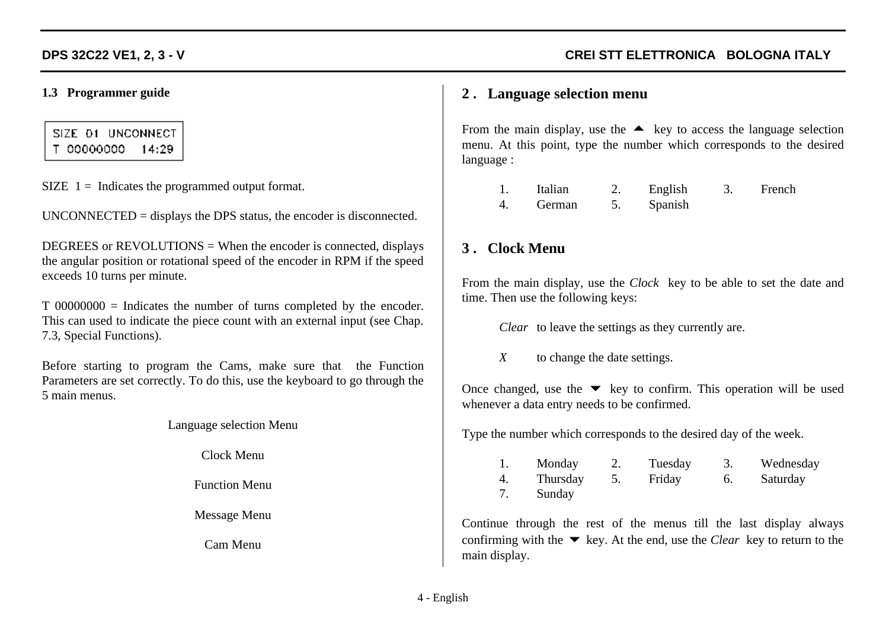### 1.3 Programmer guide

```
SIZE 01 UNCONNECT
T 00000000   14:29
```

SIZE 1 = Indicates the programmed output format.

UNCONNECTED = displays the DPS status, the encoder is disconnected.

DEGREES or REVOLUTIONS = When the encoder is connected, displays the angular position or rotational speed of the encoder in RPM if the speed exceeds 10 turns per minute.

T 00000000 = Indicates the number of turns completed by the encoder. This can used to indicate the piece count with an external input (see Chap. 7.3, Special Functions).

Before starting to program the Cams, make sure that the Function Parameters are set correctly. To do this, use the keyboard to go through the 5 main menus.

Language selection Menu

Clock Menu

Function Menu

Message Menu

Cam Menu

## 2 . Language selection menu

From the main display, use the ▲ key to access the language selection menu. At this point, type the number which corresponds to the desired language :

| | | | | | |
|---|---|---|---|---|---|
| 1. | Italian | 2. | English | 3. | French |
| 4. | German | 5. | Spanish | | |

## 3 . Clock Menu

From the main display, use the *Clock* key to be able to set the date and time. Then use the following keys:

*Clear* to leave the settings as they currently are.

*X* to change the date settings.

Once changed, use the ▼ key to confirm. This operation will be used whenever a data entry needs to be confirmed.

Type the number which corresponds to the desired day of the week.

| | | | | | |
|---|---|---|---|---|---|
| 1. | Monday | 2. | Tuesday | 3. | Wednesday |
| 4. | Thursday | 5. | Friday | 6. | Saturday |
| 7. | Sunday | | | | |

Continue through the rest of the menus till the last display always confirming with the ▼ key. At the end, use the *Clear* key to return to the main display.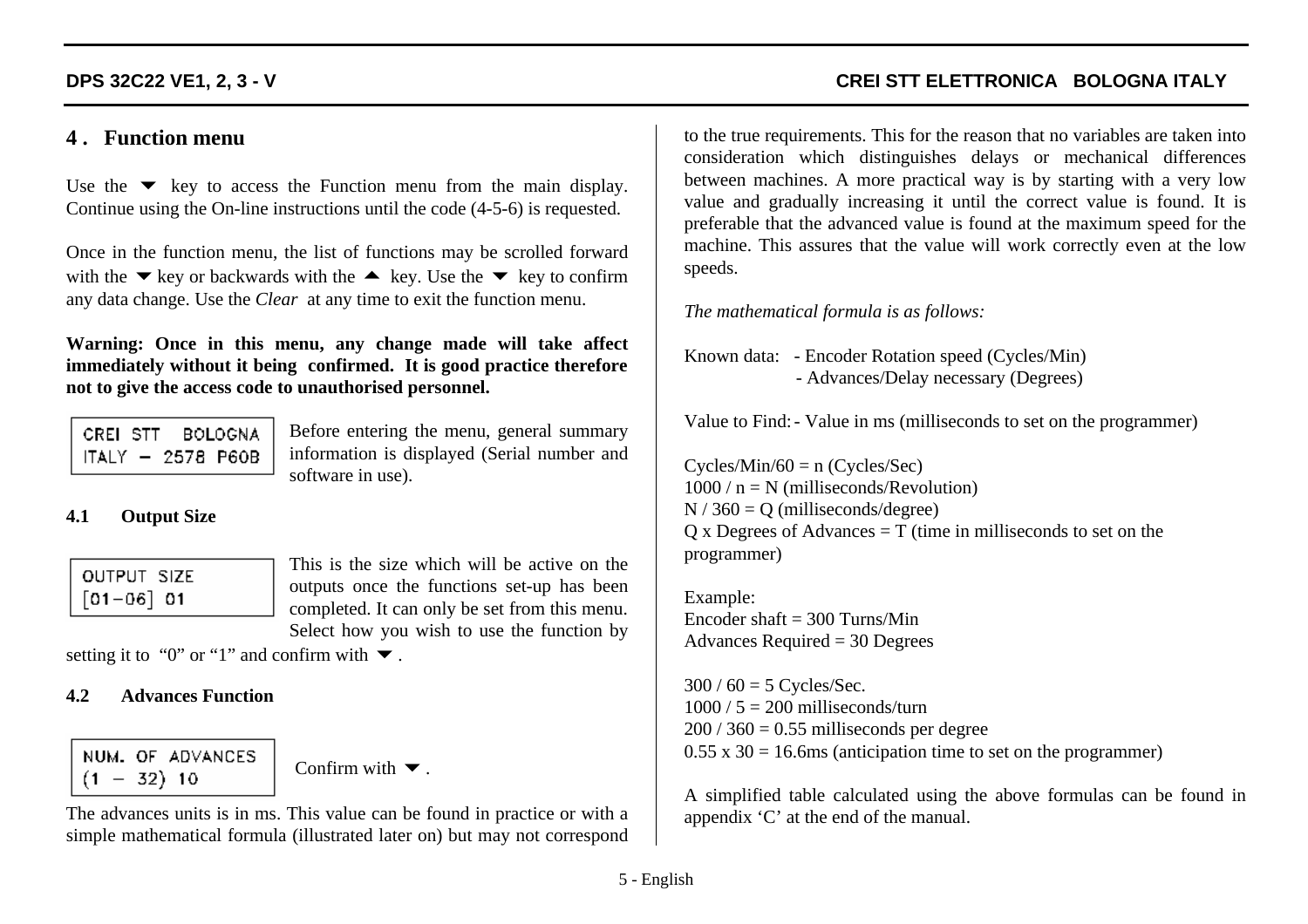## 4 . Function menu

Use the ▼ key to access the Function menu from the main display. Continue using the On-line instructions until the code (4-5-6) is requested.

Once in the function menu, the list of functions may be scrolled forward with the ▼ key or backwards with the ▲ key. Use the ▼ key to confirm any data change. Use the *Clear* at any time to exit the function menu.

**Warning: Once in this menu, any change made will take affect immediately without it being confirmed. It is good practice therefore not to give the access code to unauthorised personnel.**

```
CREI STT   BOLOGNA
ITALY - 2578 P60B
```

Before entering the menu, general summary information is displayed (Serial number and software in use).

### 4.1 Output Size

```
OUTPUT SIZE
[01-06] 01
```

This is the size which will be active on the outputs once the functions set-up has been completed. It can only be set from this menu. Select how you wish to use the function by setting it to "0" or "1" and confirm with ▼ .

### 4.2 Advances Function

```
NUM. OF ADVANCES
(1 - 32) 10
```

Confirm with ▼ .

The advances units is in ms. This value can be found in practice or with a simple mathematical formula (illustrated later on) but may not correspond to the true requirements. This for the reason that no variables are taken into consideration which distinguishes delays or mechanical differences between machines. A more practical way is by starting with a very low value and gradually increasing it until the correct value is found. It is preferable that the advanced value is found at the maximum speed for the machine. This assures that the value will work correctly even at the low speeds.

*The mathematical formula is as follows:*

Known data: - Encoder Rotation speed (Cycles/Min)
- Advances/Delay necessary (Degrees)

Value to Find: - Value in ms (milliseconds to set on the programmer)

Cycles/Min/60 = n (Cycles/Sec)
1000 / n = N (milliseconds/Revolution)
N / 360 = Q (milliseconds/degree)
Q x Degrees of Advances = T (time in milliseconds to set on the programmer)

Example:
Encoder shaft = 300 Turns/Min
Advances Required = 30 Degrees

300 / 60 = 5 Cycles/Sec.
1000 / 5 = 200 milliseconds/turn
200 / 360 = 0.55 milliseconds per degree
0.55 x 30 = 16.6ms (anticipation time to set on the programmer)

A simplified table calculated using the above formulas can be found in appendix 'C' at the end of the manual.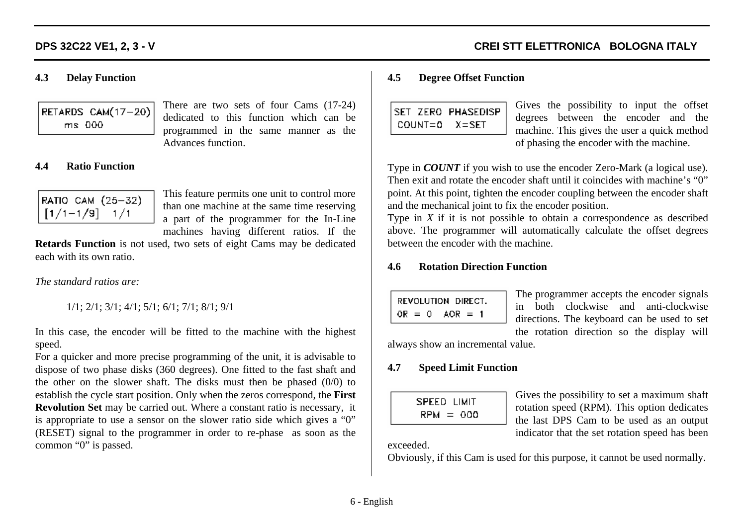### 4.3 Delay Function

```
RETARDS CAM(17-20)
    ms 000
```

There are two sets of four Cams (17-24) dedicated to this function which can be programmed in the same manner as the Advances function.

### 4.4 Ratio Function

```
RATIO CAM (25-32)
[1/1-1/9]   1/1
```

This feature permits one unit to control more than one machine at the same time reserving a part of the programmer for the In-Line machines having different ratios. If the **Retards Function** is not used, two sets of eight Cams may be dedicated each with its own ratio.

*The standard ratios are:*

1/1; 2/1; 3/1; 4/1; 5/1; 6/1; 7/1; 8/1; 9/1

In this case, the encoder will be fitted to the machine with the highest speed.

For a quicker and more precise programming of the unit, it is advisable to dispose of two phase disks (360 degrees). One fitted to the fast shaft and the other on the slower shaft. The disks must then be phased (0/0) to establish the cycle start position. Only when the zeros correspond, the **First Revolution Set** may be carried out. Where a constant ratio is necessary, it is appropriate to use a sensor on the slower ratio side which gives a “0” (RESET) signal to the programmer in order to re-phase as soon as the common “0” is passed.

### 4.5 Degree Offset Function

```
SET ZERO PHASEDISP
COUNT=0   X=SET
```

Gives the possibility to input the offset degrees between the encoder and the machine. This gives the user a quick method of phasing the encoder with the machine.

Type in ***COUNT*** if you wish to use the encoder Zero-Mark (a logical use). Then exit and rotate the encoder shaft until it coincides with machine’s “0” point. At this point, tighten the encoder coupling between the encoder shaft and the mechanical joint to fix the encoder position.

Type in *X* if it is not possible to obtain a correspondence as described above. The programmer will automatically calculate the offset degrees between the encoder with the machine.

### 4.6 Rotation Direction Function

```
REVOLUTION DIRECT.
OR = 0   AOR = 1
```

The programmer accepts the encoder signals in both clockwise and anti-clockwise directions. The keyboard can be used to set the rotation direction so the display will always show an incremental value.

### 4.7 Speed Limit Function

```
SPEED LIMIT
 RPM = 000
```

Gives the possibility to set a maximum shaft rotation speed (RPM). This option dedicates the last DPS Cam to be used as an output indicator that the set rotation speed has been exceeded.

Obviously, if this Cam is used for this purpose, it cannot be used normally.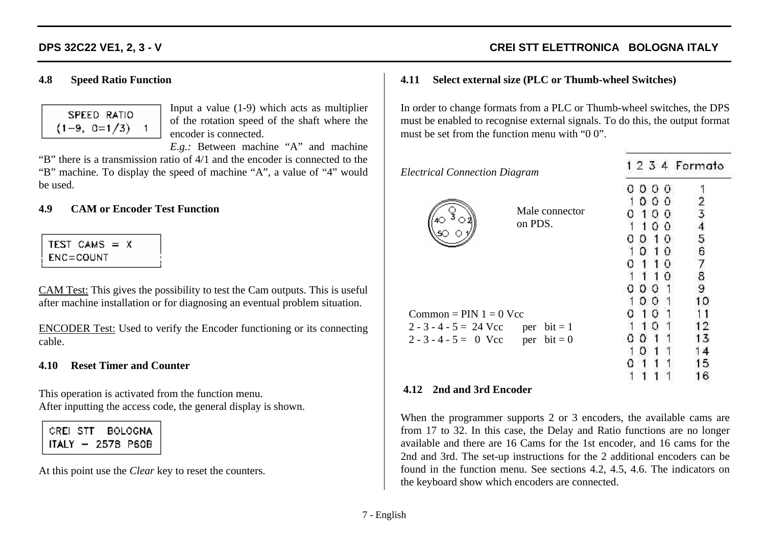## 4.8 Speed Ratio Function

```
SPEED RATIO
(1-9, 0=1/3)  1
```

Input a value (1-9) which acts as multiplier of the rotation speed of the shaft where the encoder is connected.

*E.g.:* Between machine "A" and machine "B" there is a transmission ratio of 4/1 and the encoder is connected to the "B" machine. To display the speed of machine "A", a value of "4" would be used.

## 4.9 CAM or Encoder Test Function

```
TEST CAMS = X
ENC=COUNT
```

CAM Test: This gives the possibility to test the Cam outputs. This is useful after machine installation or for diagnosing an eventual problem situation.

ENCODER Test: Used to verify the Encoder functioning or its connecting cable.

## 4.10 Reset Timer and Counter

This operation is activated from the function menu.
After inputting the access code, the general display is shown.

```
CREI STT  BOLOGNA
ITALY - 2578 P60B
```

At this point use the *Clear* key to reset the counters.

## 4.11 Select external size (PLC or Thumb-wheel Switches)

In order to change formats from a PLC or Thumb-wheel switches, the DPS must be enabled to recognise external signals. To do this, the output format must be set from the function menu with "0 0".

*Electrical Connection Diagram*

Male connector on PDS.

Common = PIN 1 = 0 Vcc
2 - 3 - 4 - 5 = 24 Vcc   per bit = 1
2 - 3 - 4 - 5 = 0 Vcc   per bit = 0

| 1 | 2 | 3 | 4 | Formato |
|---|---|---|---|---|
| 0 | 0 | 0 | 0 | 1 |
| 1 | 0 | 0 | 0 | 2 |
| 0 | 1 | 0 | 0 | 3 |
| 1 | 1 | 0 | 0 | 4 |
| 0 | 0 | 1 | 0 | 5 |
| 1 | 0 | 1 | 0 | 6 |
| 0 | 1 | 1 | 0 | 7 |
| 1 | 1 | 1 | 0 | 8 |
| 0 | 0 | 0 | 1 | 9 |
| 1 | 0 | 0 | 1 | 10 |
| 0 | 1 | 0 | 1 | 11 |
| 1 | 1 | 0 | 1 | 12 |
| 0 | 0 | 1 | 1 | 13 |
| 1 | 0 | 1 | 1 | 14 |
| 0 | 1 | 1 | 1 | 15 |
| 1 | 1 | 1 | 1 | 16 |

## 4.12 2nd and 3rd Encoder

When the programmer supports 2 or 3 encoders, the available cams are from 17 to 32. In this case, the Delay and Ratio functions are no longer available and there are 16 Cams for the 1st encoder, and 16 cams for the 2nd and 3rd. The set-up instructions for the 2 additional encoders can be found in the function menu. See sections 4.2, 4.5, 4.6. The indicators on the keyboard show which encoders are connected.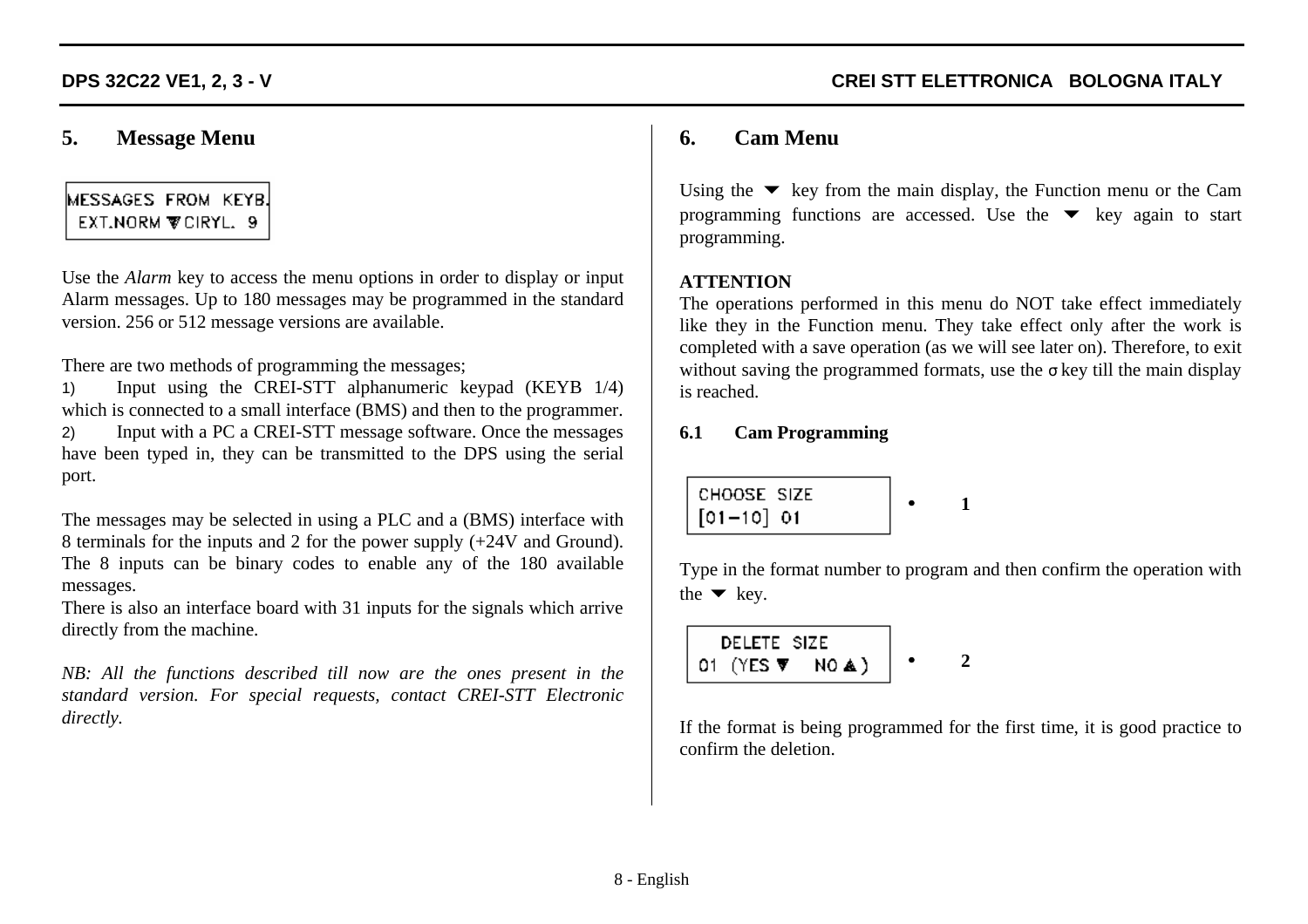## 5. Message Menu

```
MESSAGES FROM KEYB.
 EXT.NORM ▼CIRYL. 9
```

Use the *Alarm* key to access the menu options in order to display or input Alarm messages. Up to 180 messages may be programmed in the standard version. 256 or 512 message versions are available.

There are two methods of programming the messages;

1) Input using the CREI-STT alphanumeric keypad (KEYB 1/4) which is connected to a small interface (BMS) and then to the programmer.

2) Input with a PC a CREI-STT message software. Once the messages have been typed in, they can be transmitted to the DPS using the serial port.

The messages may be selected in using a PLC and a (BMS) interface with 8 terminals for the inputs and 2 for the power supply (+24V and Ground). The 8 inputs can be binary codes to enable any of the 180 available messages.

There is also an interface board with 31 inputs for the signals which arrive directly from the machine.

*NB: All the functions described till now are the ones present in the standard version. For special requests, contact CREI-STT Electronic directly.*

## 6. Cam Menu

Using the ▼ key from the main display, the Function menu or the Cam programming functions are accessed. Use the ▼ key again to start programming.

**ATTENTION**

The operations performed in this menu do NOT take effect immediately like they in the Function menu. They take effect only after the work is completed with a save operation (as we will see later on). Therefore, to exit without saving the programmed formats, use the σ key till the main display is reached.

### 6.1 Cam Programming

```
CHOOSE SIZE
[01–10] 01
```

• **1**

Type in the format number to program and then confirm the operation with the ▼ key.

```
  DELETE SIZE
01 (YES ▼   NO ▲)
```

• **2**

If the format is being programmed for the first time, it is good practice to confirm the deletion.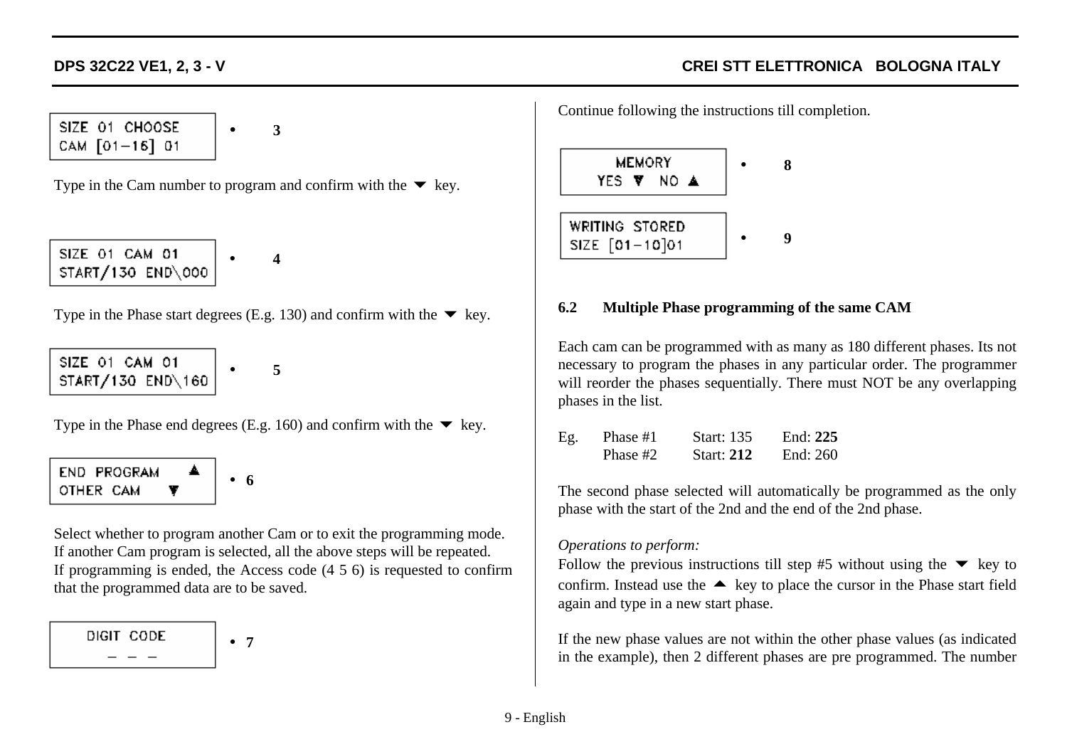```
SIZE 01 CHOOSE
CAM [01-16] 01
```
• 3

Type in the Cam number to program and confirm with the ▼ key.

```
SIZE 01 CAM 01
START/130 END\000
```
• 4

Type in the Phase start degrees (E.g. 130) and confirm with the ▼ key.

```
SIZE 01 CAM 01
START/130 END\160
```
• 5

Type in the Phase end degrees (E.g. 160) and confirm with the ▼ key.

```
END PROGRAM   ▲
OTHER CAM     ▼
```
• 6

Select whether to program another Cam or to exit the programming mode.
If another Cam program is selected, all the above steps will be repeated.
If programming is ended, the Access code (4 5 6) is requested to confirm that the programmed data are to be saved.

```
DIGIT CODE
  _ _ _
```
• 7

Continue following the instructions till completion.

```
MEMORY
YES ▼ NO ▲
```
• 8

```
WRITING STORED
SIZE [01-10]01
```
• 9

### 6.2 Multiple Phase programming of the same CAM

Each cam can be programmed with as many as 180 different phases. Its not necessary to program the phases in any particular order. The programmer will reorder the phases sequentially. There must NOT be any overlapping phases in the list.

| Eg. | Phase #1 | Start: 135 | End: **225** |
|---|---|---|---|
| | Phase #2 | Start: **212** | End: 260 |

The second phase selected will automatically be programmed as the only phase with the start of the 2nd and the end of the 2nd phase.

*Operations to perform:*
Follow the previous instructions till step #5 without using the ▼ key to confirm. Instead use the ▲ key to place the cursor in the Phase start field again and type in a new start phase.

If the new phase values are not within the other phase values (as indicated in the example), then 2 different phases are pre programmed. The number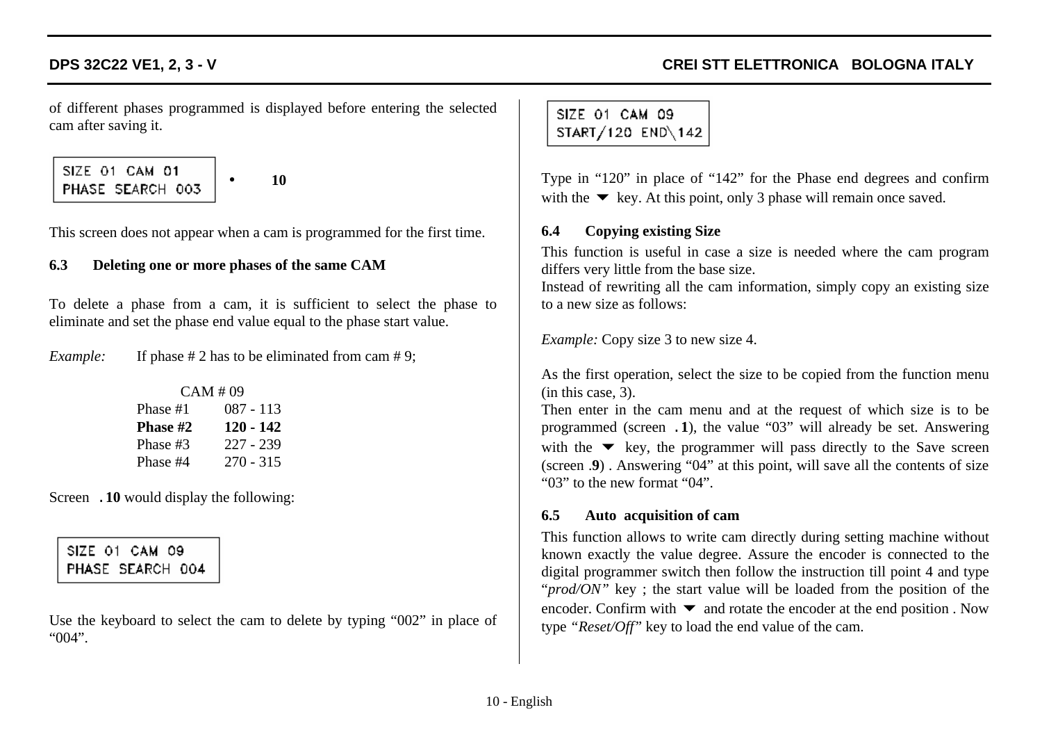of different phases programmed is displayed before entering the selected cam after saving it.

```
SIZE 01 CAM 01
PHASE SEARCH 003
```

• **10**

This screen does not appear when a cam is programmed for the first time.

### 6.3 Deleting one or more phases of the same CAM

To delete a phase from a cam, it is sufficient to select the phase to eliminate and set the phase end value equal to the phase start value.

*Example:* If phase # 2 has to be eliminated from cam # 9;

| CAM # 09 | |
|---|---|
| Phase #1 | 087 - 113 |
| **Phase #2** | **120 - 142** |
| Phase #3 | 227 - 239 |
| Phase #4 | 270 - 315 |

Screen **. 10** would display the following:

```
SIZE 01 CAM 09
PHASE SEARCH 004
```

Use the keyboard to select the cam to delete by typing "002" in place of "004".

```
SIZE 01 CAM 09
START/120 END\142
```

Type in "120" in place of "142" for the Phase end degrees and confirm with the ▼ key. At this point, only 3 phase will remain once saved.

### 6.4 Copying existing Size

This function is useful in case a size is needed where the cam program differs very little from the base size.
Instead of rewriting all the cam information, simply copy an existing size to a new size as follows:

*Example:* Copy size 3 to new size 4.

As the first operation, select the size to be copied from the function menu (in this case, 3).
Then enter in the cam menu and at the request of which size is to be programmed (screen **. 1**), the value "03" will already be set. Answering with the ▼ key, the programmer will pass directly to the Save screen (screen .**9**) . Answering "04" at this point, will save all the contents of size "03" to the new format "04".

### 6.5 Auto acquisition of cam

This function allows to write cam directly during setting machine without known exactly the value degree. Assure the encoder is connected to the digital programmer switch then follow the instruction till point 4 and type "*prod/ON"* key ; the start value will be loaded from the position of the encoder. Confirm with ▼ and rotate the encoder at the end position . Now type *"Reset/Off*" key to load the end value of the cam.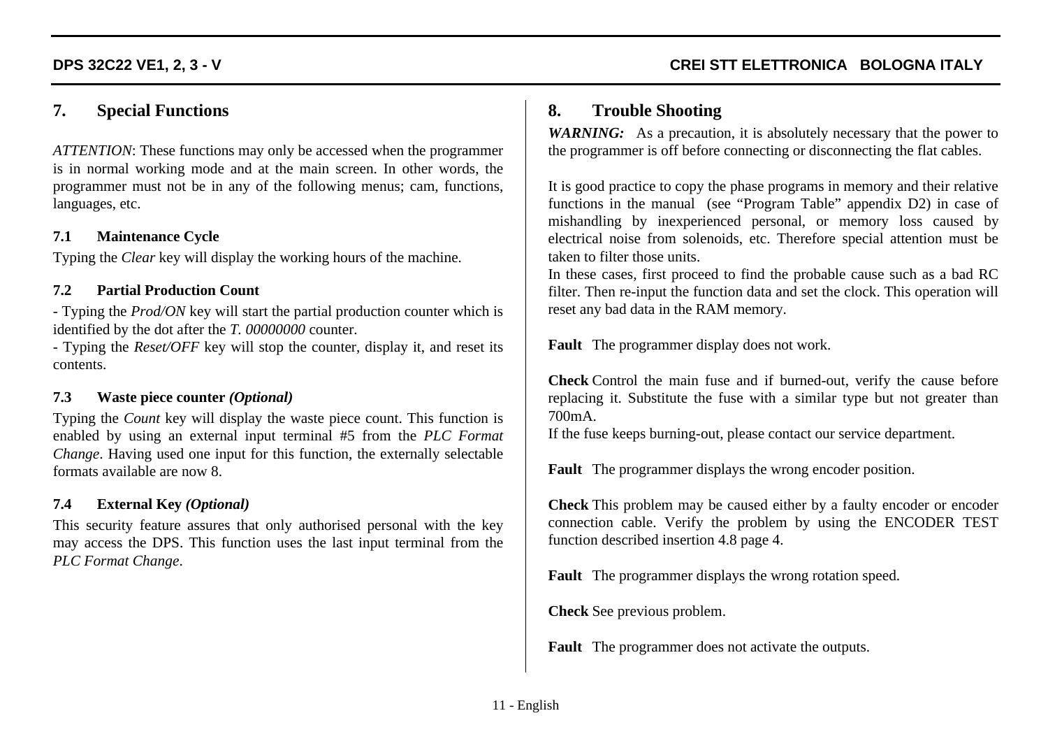# 7. Special Functions

*ATTENTION*: These functions may only be accessed when the programmer is in normal working mode and at the main screen. In other words, the programmer must not be in any of the following menus; cam, functions, languages, etc.

## 7.1 Maintenance Cycle

Typing the *Clear* key will display the working hours of the machine.

## 7.2 Partial Production Count

- Typing the *Prod/ON* key will start the partial production counter which is identified by the dot after the *T. 00000000* counter.
- Typing the *Reset/OFF* key will stop the counter, display it, and reset its contents.

## 7.3 Waste piece counter *(Optional)*

Typing the *Count* key will display the waste piece count. This function is enabled by using an external input terminal #5 from the *PLC Format Change*. Having used one input for this function, the externally selectable formats available are now 8.

## 7.4 External Key *(Optional)*

This security feature assures that only authorised personal with the key may access the DPS. This function uses the last input terminal from the *PLC Format Change*.

# 8. Trouble Shooting

***WARNING:*** As a precaution, it is absolutely necessary that the power to the programmer is off before connecting or disconnecting the flat cables.

It is good practice to copy the phase programs in memory and their relative functions in the manual (see "Program Table" appendix D2) in case of mishandling by inexperienced personal, or memory loss caused by electrical noise from solenoids, etc. Therefore special attention must be taken to filter those units.
In these cases, first proceed to find the probable cause such as a bad RC filter. Then re-input the function data and set the clock. This operation will reset any bad data in the RAM memory.

**Fault** The programmer display does not work.

**Check** Control the main fuse and if burned-out, verify the cause before replacing it. Substitute the fuse with a similar type but not greater than 700mA.
If the fuse keeps burning-out, please contact our service department.

**Fault** The programmer displays the wrong encoder position.

**Check** This problem may be caused either by a faulty encoder or encoder connection cable. Verify the problem by using the ENCODER TEST function described insertion 4.8 page 4.

**Fault** The programmer displays the wrong rotation speed.

**Check** See previous problem.

**Fault** The programmer does not activate the outputs.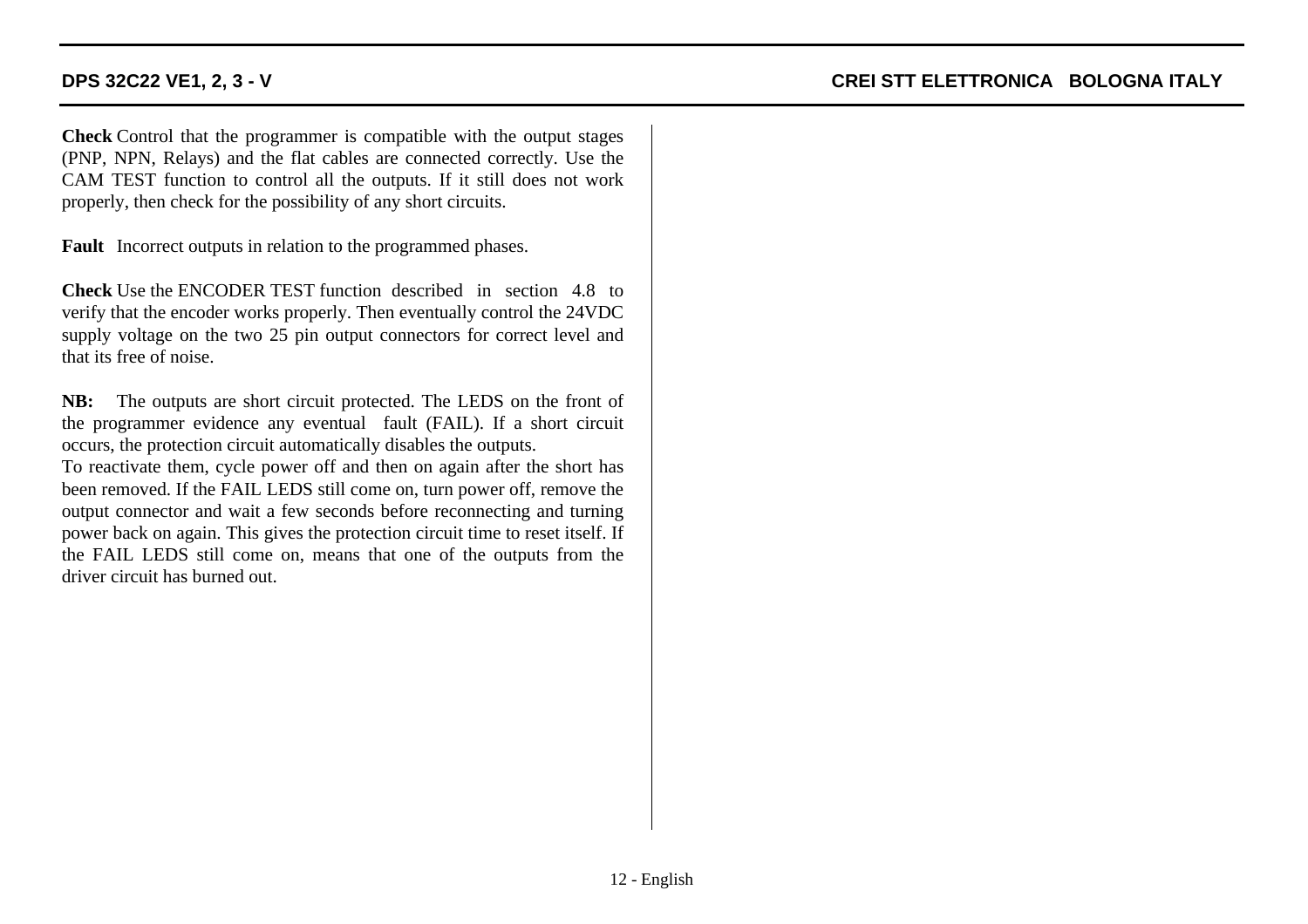**Check** Control that the programmer is compatible with the output stages (PNP, NPN, Relays) and the flat cables are connected correctly. Use the CAM TEST function to control all the outputs. If it still does not work properly, then check for the possibility of any short circuits.

**Fault** Incorrect outputs in relation to the programmed phases.

**Check** Use the ENCODER TEST function described in section 4.8 to verify that the encoder works properly. Then eventually control the 24VDC supply voltage on the two 25 pin output connectors for correct level and that its free of noise.

**NB:** The outputs are short circuit protected. The LEDS on the front of the programmer evidence any eventual fault (FAIL). If a short circuit occurs, the protection circuit automatically disables the outputs.
To reactivate them, cycle power off and then on again after the short has been removed. If the FAIL LEDS still come on, turn power off, remove the output connector and wait a few seconds before reconnecting and turning power back on again. This gives the protection circuit time to reset itself. If the FAIL LEDS still come on, means that one of the outputs from the driver circuit has burned out.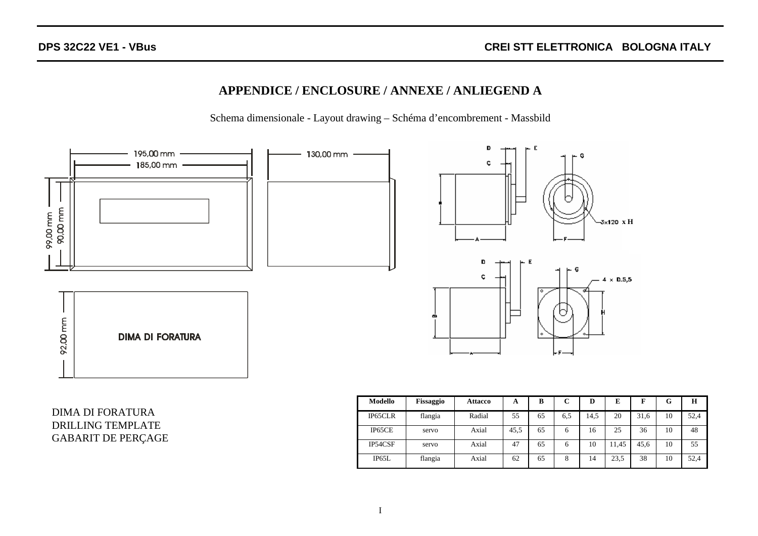## APPENDICE / ENCLOSURE / ANNEXE / ANLIEGEND A

Schema dimensionale - Layout drawing – Schéma d'encombrement - Massbild

195,00 mm

185,00 mm

130,00 mm

99,00 mm

90,00 mm

92,00 mm

DIMA DI FORATURA

3x120 x H

4 x D.5,5

DIMA DI FORATURA
DRILLING TEMPLATE
GABARIT DE PERÇAGE

| Modello | Fissaggio | Attacco | A | B | C | D | E | F | G | H |
|---|---|---|---|---|---|---|---|---|---|---|
| IP65CLR | flangia | Radial | 55 | 65 | 6,5 | 14,5 | 20 | 31,6 | 10 | 52,4 |
| IP65CE | servo | Axial | 45,5 | 65 | 6 | 16 | 25 | 36 | 10 | 48 |
| IP54CSF | servo | Axial | 47 | 65 | 6 | 10 | 11,45 | 45,6 | 10 | 55 |
| IP65L | flangia | Axial | 62 | 65 | 8 | 14 | 23,5 | 38 | 10 | 52,4 |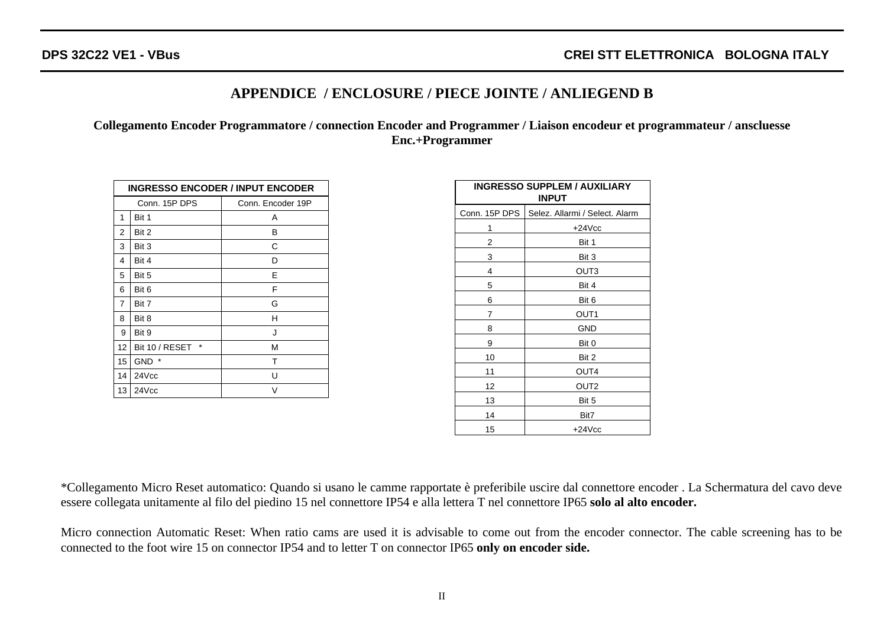# APPENDICE / ENCLOSURE / PIECE JOINTE / ANLIEGEND B

**Collegamento Encoder Programmatore / connection Encoder and Programmer / Liaison encodeur et programmateur / anscluesse Enc.+Programmer**

| INGRESSO ENCODER / INPUT ENCODER | | |
|---|---|---|
| Conn. 15P DPS | | Conn. Encoder 19P |
| 1 | Bit 1 | A |
| 2 | Bit 2 | B |
| 3 | Bit 3 | C |
| 4 | Bit 4 | D |
| 5 | Bit 5 | E |
| 6 | Bit 6 | F |
| 7 | Bit 7 | G |
| 8 | Bit 8 | H |
| 9 | Bit 9 | J |
| 12 | Bit 10 / RESET * | M |
| 15 | GND * | T |
| 14 | 24Vcc | U |
| 13 | 24Vcc | V |

| INGRESSO SUPPLEM / AUXILIARY INPUT | |
|---|---|
| Conn. 15P DPS | Selez. Allarmi / Select. Alarm |
| 1 | +24Vcc |
| 2 | Bit 1 |
| 3 | Bit 3 |
| 4 | OUT3 |
| 5 | Bit 4 |
| 6 | Bit 6 |
| 7 | OUT1 |
| 8 | GND |
| 9 | Bit 0 |
| 10 | Bit 2 |
| 11 | OUT4 |
| 12 | OUT2 |
| 13 | Bit 5 |
| 14 | Bit7 |
| 15 | +24Vcc |

*Collegamento Micro Reset automatico: Quando si usano le camme rapportate è preferibile uscire dal connettore encoder . La Schermatura del cavo deve essere collegata unitamente al filo del piedino 15 nel connettore IP54 e alla lettera T nel connettore IP65 **solo al alto encoder.**

Micro connection Automatic Reset: When ratio cams are used it is advisable to come out from the encoder connector. The cable screening has to be connected to the foot wire 15 on connector IP54 and to letter T on connector IP65 **only on encoder side.**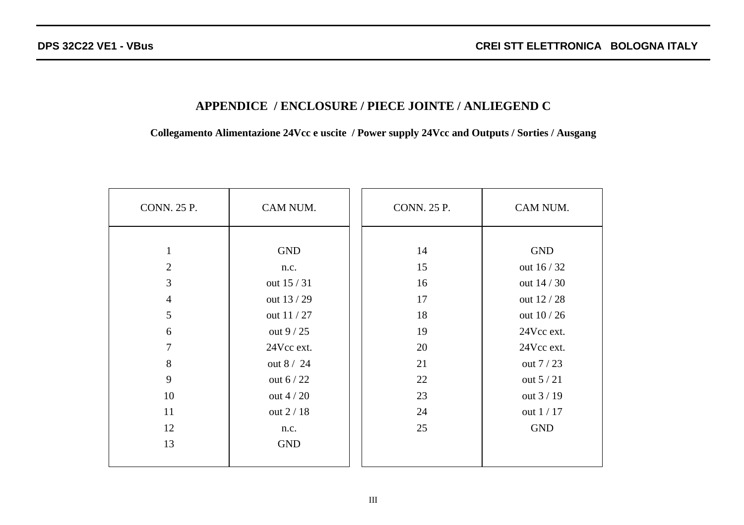## APPENDICE / ENCLOSURE / PIECE JOINTE / ANLIEGEND C

**Collegamento Alimentazione 24Vcc e uscite / Power supply 24Vcc and Outputs / Sorties / Ausgang**

| CONN. 25 P. | CAM NUM. |
|---|---|
| 1 | GND |
| 2 | n.c. |
| 3 | out 15 / 31 |
| 4 | out 13 / 29 |
| 5 | out 11 / 27 |
| 6 | out 9 / 25 |
| 7 | 24Vcc ext. |
| 8 | out 8 / 24 |
| 9 | out 6 / 22 |
| 10 | out 4 / 20 |
| 11 | out 2 / 18 |
| 12 | n.c. |
| 13 | GND |

| CONN. 25 P. | CAM NUM. |
|---|---|
| 14 | GND |
| 15 | out 16 / 32 |
| 16 | out 14 / 30 |
| 17 | out 12 / 28 |
| 18 | out 10 / 26 |
| 19 | 24Vcc ext. |
| 20 | 24Vcc ext. |
| 21 | out 7 / 23 |
| 22 | out 5 / 21 |
| 23 | out 3 / 19 |
| 24 | out 1 / 17 |
| 25 | GND |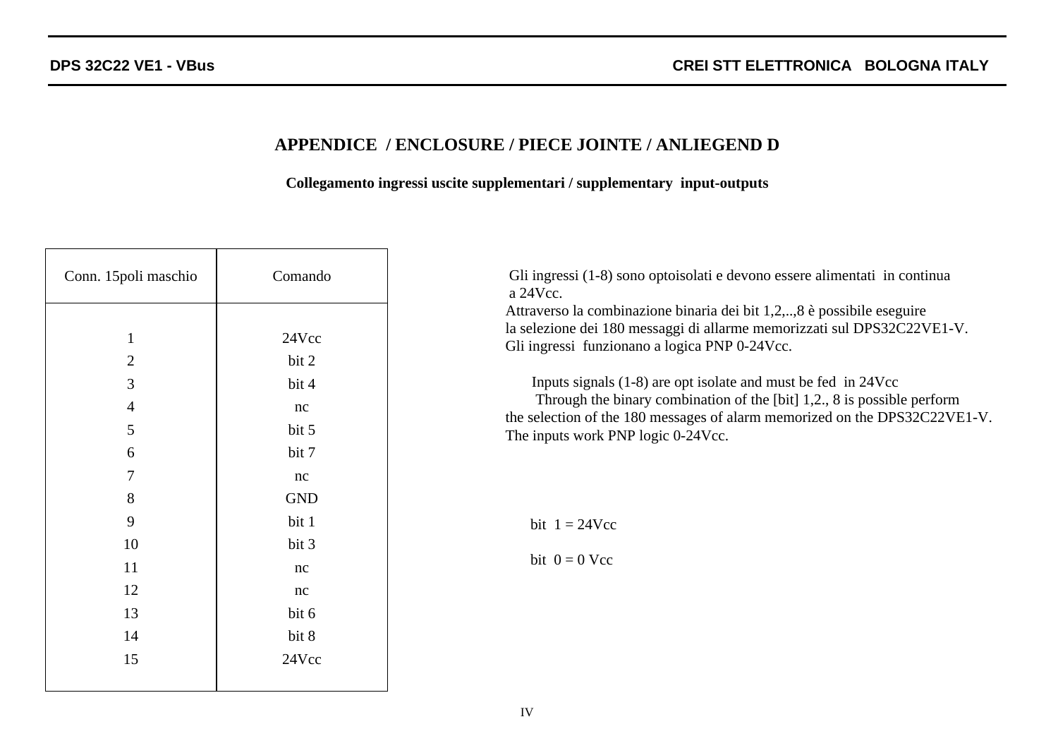## APPENDICE / ENCLOSURE / PIECE JOINTE / ANLIEGEND D

**Collegamento ingressi uscite supplementari / supplementary input-outputs**

| Conn. 15poli maschio | Comando |
|---|---|
| 1 | 24Vcc |
| 2 | bit 2 |
| 3 | bit 4 |
| 4 | nc |
| 5 | bit 5 |
| 6 | bit 7 |
| 7 | nc |
| 8 | GND |
| 9 | bit 1 |
| 10 | bit 3 |
| 11 | nc |
| 12 | nc |
| 13 | bit 6 |
| 14 | bit 8 |
| 15 | 24Vcc |

Gli ingressi (1-8) sono optoisolati e devono essere alimentati in continua a 24Vcc.
Attraverso la combinazione binaria dei bit 1,2,..,8 è possibile eseguire la selezione dei 180 messaggi di allarme memorizzati sul DPS32C22VE1-V.
Gli ingressi funzionano a logica PNP 0-24Vcc.

Inputs signals (1-8) are opt isolate and must be fed in 24Vcc
Through the binary combination of the [bit] 1,2., 8 is possible perform the selection of the 180 messages of alarm memorized on the DPS32C22VE1-V.
The inputs work PNP logic 0-24Vcc.

bit 1 = 24Vcc

bit 0 = 0 Vcc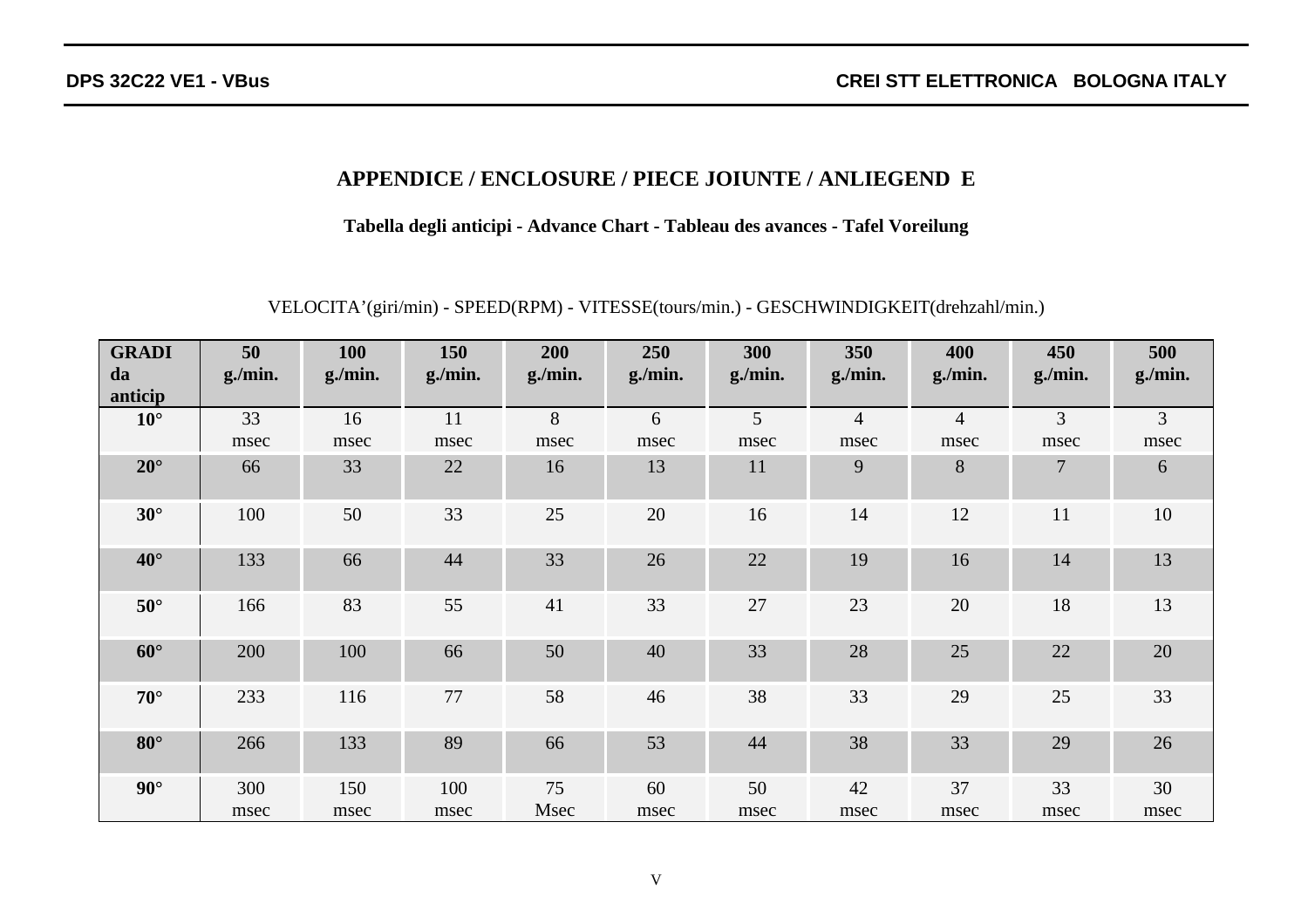## APPENDICE / ENCLOSURE / PIECE JOIUNTE / ANLIEGEND E

### Tabella degli anticipi - Advance Chart - Tableau des avances - Tafel Voreilung

VELOCITA'(giri/min) - SPEED(RPM) - VITESSE(tours/min.) - GESCHWINDIGKEIT(drehzahl/min.)

| **GRADI da anticip** | **50 g./min.** | **100 g./min.** | **150 g./min.** | **200 g./min.** | **250 g./min.** | **300 g./min.** | **350 g./min.** | **400 g./min.** | **450 g./min.** | **500 g./min.** |
|---|---|---|---|---|---|---|---|---|---|---|
| **10°** | 33 msec | 16 msec | 11 msec | 8 msec | 6 msec | 5 msec | 4 msec | 4 msec | 3 msec | 3 msec |
| **20°** | 66 | 33 | 22 | 16 | 13 | 11 | 9 | 8 | 7 | 6 |
| **30°** | 100 | 50 | 33 | 25 | 20 | 16 | 14 | 12 | 11 | 10 |
| **40°** | 133 | 66 | 44 | 33 | 26 | 22 | 19 | 16 | 14 | 13 |
| **50°** | 166 | 83 | 55 | 41 | 33 | 27 | 23 | 20 | 18 | 13 |
| **60°** | 200 | 100 | 66 | 50 | 40 | 33 | 28 | 25 | 22 | 20 |
| **70°** | 233 | 116 | 77 | 58 | 46 | 38 | 33 | 29 | 25 | 33 |
| **80°** | 266 | 133 | 89 | 66 | 53 | 44 | 38 | 33 | 29 | 26 |
| **90°** | 300 msec | 150 msec | 100 msec | 75 Msec | 60 msec | 50 msec | 42 msec | 37 msec | 33 msec | 30 msec |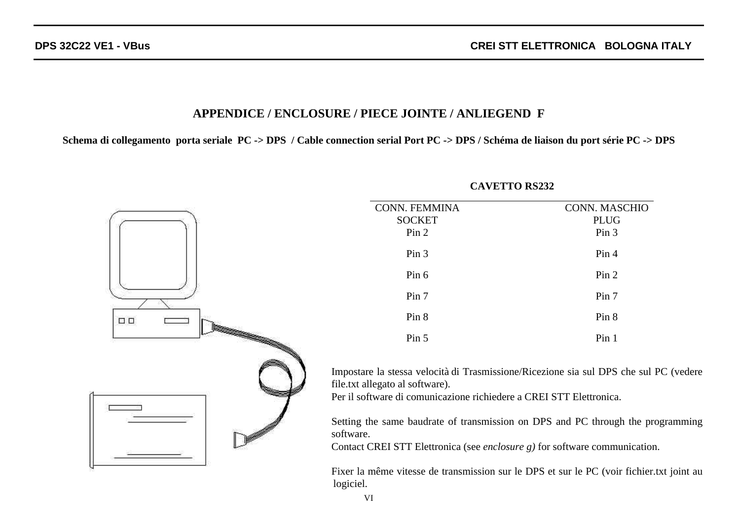## APPENDICE / ENCLOSURE / PIECE JOINTE / ANLIEGEND F

**Schema di collegamento porta seriale PC -> DPS / Cable connection serial Port PC -> DPS / Schéma de liaison du port série PC -> DPS**

**CAVETTO RS232**

| CONN. FEMMINA SOCKET | CONN. MASCHIO PLUG |
|---|---|
| Pin 2 | Pin 3 |
| Pin 3 | Pin 4 |
| Pin 6 | Pin 2 |
| Pin 7 | Pin 7 |
| Pin 8 | Pin 8 |
| Pin 5 | Pin 1 |

Impostare la stessa velocità di Trasmissione/Ricezione sia sul DPS che sul PC (vedere file.txt allegato al software).
Per il software di comunicazione richiedere a CREI STT Elettronica.

Setting the same baudrate of transmission on DPS and PC through the programming software.
Contact CREI STT Elettronica (see *enclosure g)* for software communication.

Fixer la même vitesse de transmission sur le DPS et sur le PC (voir fichier.txt joint au logiciel.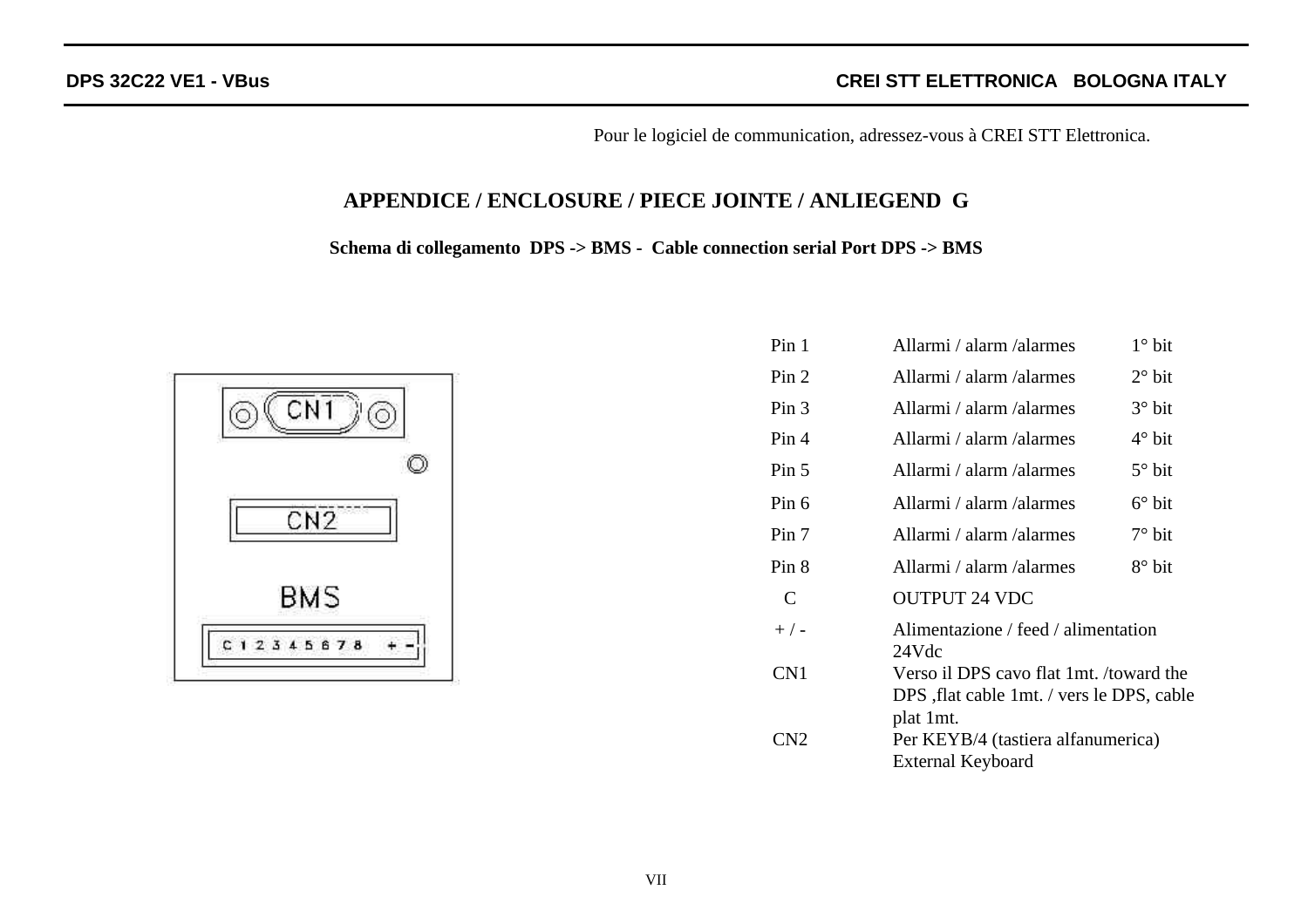Pour le logiciel de communication, adressez-vous à CREI STT Elettronica.

## APPENDICE / ENCLOSURE / PIECE JOINTE / ANLIEGEND G

**Schema di collegamento DPS -> BMS - Cable connection serial Port DPS -> BMS**

| | | |
|---|---|---|
| Pin 1 | Allarmi / alarm /alarmes | 1° bit |
| Pin 2 | Allarmi / alarm /alarmes | 2° bit |
| Pin 3 | Allarmi / alarm /alarmes | 3° bit |
| Pin 4 | Allarmi / alarm /alarmes | 4° bit |
| Pin 5 | Allarmi / alarm /alarmes | 5° bit |
| Pin 6 | Allarmi / alarm /alarmes | 6° bit |
| Pin 7 | Allarmi / alarm /alarmes | 7° bit |
| Pin 8 | Allarmi / alarm /alarmes | 8° bit |
| C | OUTPUT 24 VDC | |
| + / - | Alimentazione / feed / alimentation 24Vdc | |
| CN1 | Verso il DPS cavo flat 1mt. /toward the DPS ,flat cable 1mt. / vers le DPS, cable plat 1mt. | |
| CN2 | Per KEYB/4 (tastiera alfanumerica) External Keyboard | |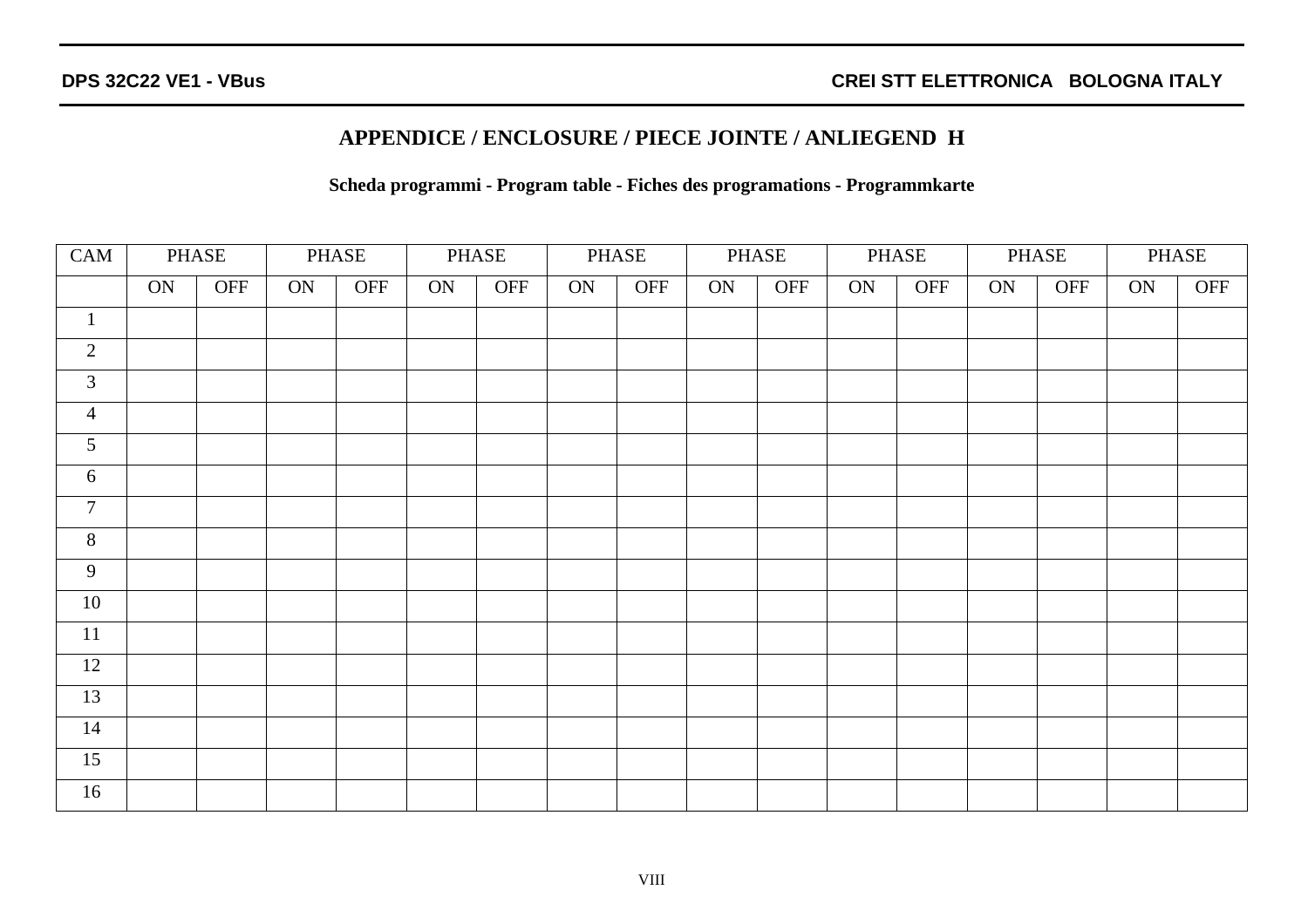## APPENDICE / ENCLOSURE / PIECE JOINTE / ANLIEGEND H

**Scheda programmi - Program table - Fiches des programations - Programmkarte**

| CAM | PHASE | | PHASE | | PHASE | | PHASE | | PHASE | | PHASE | | PHASE | | PHASE | |
|---|---|---|---|---|---|---|---|---|---|---|---|---|---|---|---|---|
| | ON | OFF | ON | OFF | ON | OFF | ON | OFF | ON | OFF | ON | OFF | ON | OFF | ON | OFF |
| 1 | | | | | | | | | | | | | | | | |
| 2 | | | | | | | | | | | | | | | | |
| 3 | | | | | | | | | | | | | | | | |
| 4 | | | | | | | | | | | | | | | | |
| 5 | | | | | | | | | | | | | | | | |
| 6 | | | | | | | | | | | | | | | | |
| 7 | | | | | | | | | | | | | | | | |
| 8 | | | | | | | | | | | | | | | | |
| 9 | | | | | | | | | | | | | | | | |
| 10 | | | | | | | | | | | | | | | | |
| 11 | | | | | | | | | | | | | | | | |
| 12 | | | | | | | | | | | | | | | | |
| 13 | | | | | | | | | | | | | | | | |
| 14 | | | | | | | | | | | | | | | | |
| 15 | | | | | | | | | | | | | | | | |
| 16 | | | | | | | | | | | | | | | | |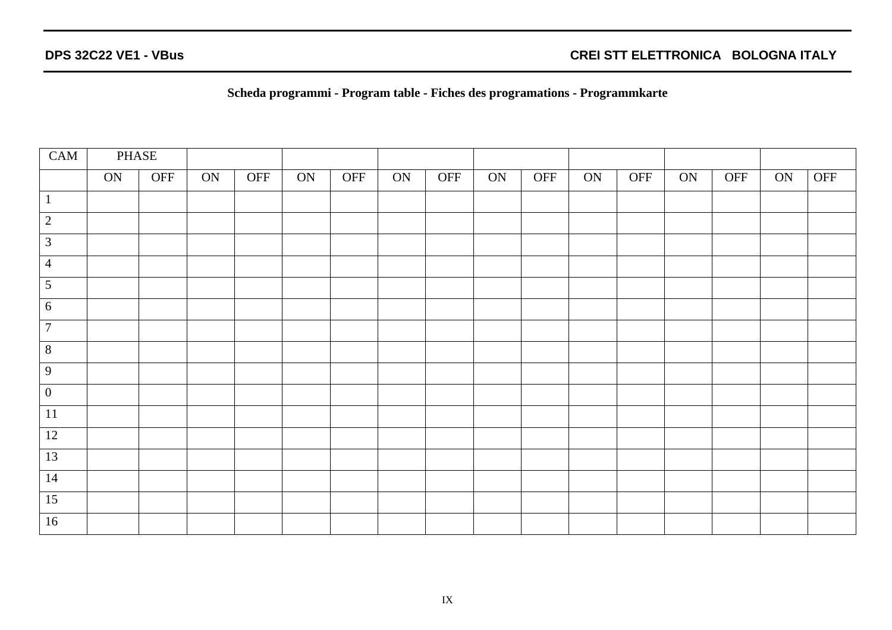**Scheda programmi - Program table - Fiches des programations - Programmkarte**

| CAM | PHASE | | | | | | | | | | | | | | | |
|---|---|---|---|---|---|---|---|---|---|---|---|---|---|---|---|---|
| | ON | OFF | ON | OFF | ON | OFF | ON | OFF | ON | OFF | ON | OFF | ON | OFF | ON | OFF |
| 1 | | | | | | | | | | | | | | | | |
| 2 | | | | | | | | | | | | | | | | |
| 3 | | | | | | | | | | | | | | | | |
| 4 | | | | | | | | | | | | | | | | |
| 5 | | | | | | | | | | | | | | | | |
| 6 | | | | | | | | | | | | | | | | |
| 7 | | | | | | | | | | | | | | | | |
| 8 | | | | | | | | | | | | | | | | |
| 9 | | | | | | | | | | | | | | | | |
| 0 | | | | | | | | | | | | | | | | |
| 11 | | | | | | | | | | | | | | | | |
| 12 | | | | | | | | | | | | | | | | |
| 13 | | | | | | | | | | | | | | | | |
| 14 | | | | | | | | | | | | | | | | |
| 15 | | | | | | | | | | | | | | | | |
| 16 | | | | | | | | | | | | | | | | |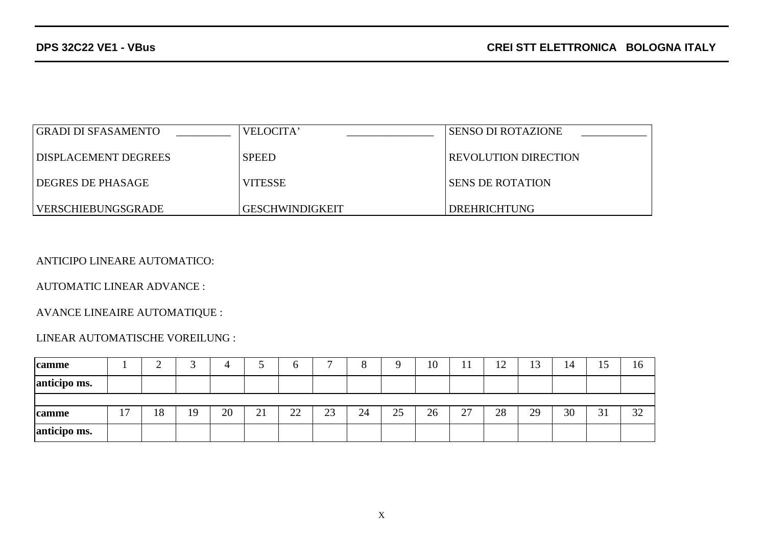| GRADI DI SFASAMENTO __________ | VELOCITA' ________________ | SENSO DI ROTAZIONE ____________ |
| --- | --- | --- |
| DISPLACEMENT DEGREES | SPEED | REVOLUTION DIRECTION |
| DEGRES DE PHASAGE | VITESSE | SENS DE ROTATION |
| VERSCHIEBUNGSGRADE | GESCHWINDIGKEIT | DREHRICHTUNG |

ANTICIPO LINEARE AUTOMATICO:

AUTOMATIC LINEAR ADVANCE :

AVANCE LINEAIRE AUTOMATIQUE :

LINEAR AUTOMATISCHE VOREILUNG :

| **camme** | 1 | 2 | 3 | 4 | 5 | 6 | 7 | 8 | 9 | 10 | 11 | 12 | 13 | 14 | 15 | 16 |
| --- | --- | --- | --- | --- | --- | --- | --- | --- | --- | --- | --- | --- | --- | --- | --- | --- |
| **anticipo ms.** | | | | | | | | | | | | | | | | |
| | | | | | | | | | | | | | | | | |
| **camme** | 17 | 18 | 19 | 20 | 21 | 22 | 23 | 24 | 25 | 26 | 27 | 28 | 29 | 30 | 31 | 32 |
| **anticipo ms.** | | | | | | | | | | | | | | | | |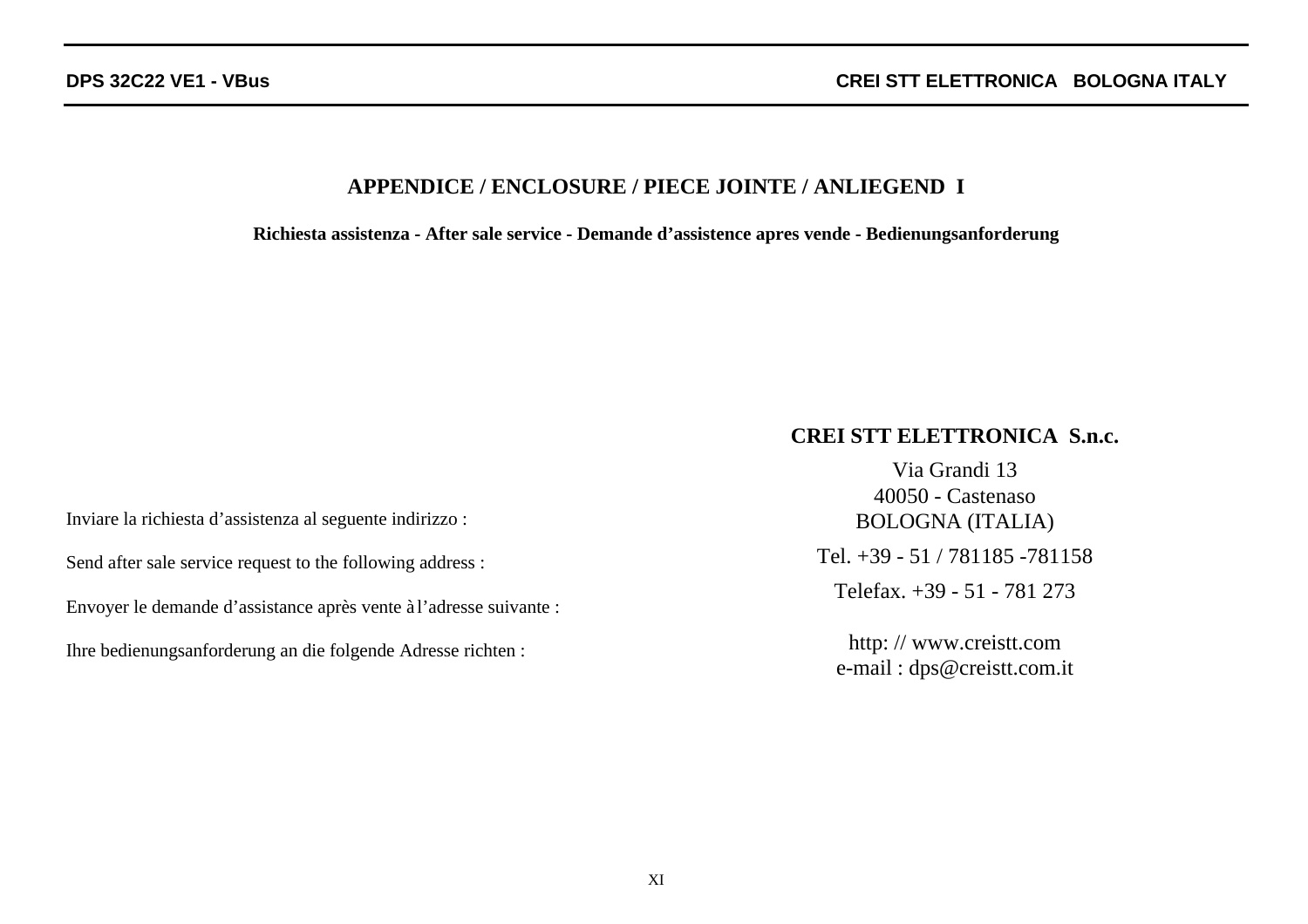# APPENDICE / ENCLOSURE / PIECE JOINTE / ANLIEGEND I

**Richiesta assistenza - After sale service - Demande d'assistence apres vende - Bedienungsanforderung**

Inviare la richiesta d'assistenza al seguente indirizzo :

Send after sale service request to the following address :

Envoyer le demande d'assistance après vente à l'adresse suivante :

Ihre bedienungsanforderung an die folgende Adresse richten :

**CREI STT ELETTRONICA S.n.c.**

Via Grandi 13
40050 - Castenaso
BOLOGNA (ITALIA)

Tel. +39 - 51 / 781185 -781158

Telefax. +39 - 51 - 781 273

http: // www.creistt.com
e-mail : dps@creistt.com.it